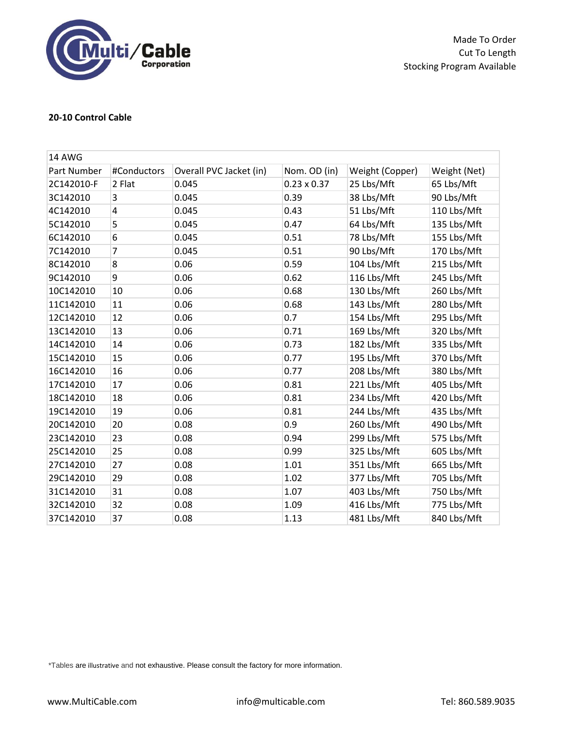Made To Order
Cut To Length
Stocking Program Available

**20-10 Control Cable**

| 14 AWG | | | | | |
|---|---|---|---|---|---|
| Part Number | #Conductors | Overall PVC Jacket (in) | Nom. OD (in) | Weight (Copper) | Weight (Net) |
| 2C142010-F | 2 Flat | 0.045 | 0.23 x 0.37 | 25 Lbs/Mft | 65 Lbs/Mft |
| 3C142010 | 3 | 0.045 | 0.39 | 38 Lbs/Mft | 90 Lbs/Mft |
| 4C142010 | 4 | 0.045 | 0.43 | 51 Lbs/Mft | 110 Lbs/Mft |
| 5C142010 | 5 | 0.045 | 0.47 | 64 Lbs/Mft | 135 Lbs/Mft |
| 6C142010 | 6 | 0.045 | 0.51 | 78 Lbs/Mft | 155 Lbs/Mft |
| 7C142010 | 7 | 0.045 | 0.51 | 90 Lbs/Mft | 170 Lbs/Mft |
| 8C142010 | 8 | 0.06 | 0.59 | 104 Lbs/Mft | 215 Lbs/Mft |
| 9C142010 | 9 | 0.06 | 0.62 | 116 Lbs/Mft | 245 Lbs/Mft |
| 10C142010 | 10 | 0.06 | 0.68 | 130 Lbs/Mft | 260 Lbs/Mft |
| 11C142010 | 11 | 0.06 | 0.68 | 143 Lbs/Mft | 280 Lbs/Mft |
| 12C142010 | 12 | 0.06 | 0.7 | 154 Lbs/Mft | 295 Lbs/Mft |
| 13C142010 | 13 | 0.06 | 0.71 | 169 Lbs/Mft | 320 Lbs/Mft |
| 14C142010 | 14 | 0.06 | 0.73 | 182 Lbs/Mft | 335 Lbs/Mft |
| 15C142010 | 15 | 0.06 | 0.77 | 195 Lbs/Mft | 370 Lbs/Mft |
| 16C142010 | 16 | 0.06 | 0.77 | 208 Lbs/Mft | 380 Lbs/Mft |
| 17C142010 | 17 | 0.06 | 0.81 | 221 Lbs/Mft | 405 Lbs/Mft |
| 18C142010 | 18 | 0.06 | 0.81 | 234 Lbs/Mft | 420 Lbs/Mft |
| 19C142010 | 19 | 0.06 | 0.81 | 244 Lbs/Mft | 435 Lbs/Mft |
| 20C142010 | 20 | 0.08 | 0.9 | 260 Lbs/Mft | 490 Lbs/Mft |
| 23C142010 | 23 | 0.08 | 0.94 | 299 Lbs/Mft | 575 Lbs/Mft |
| 25C142010 | 25 | 0.08 | 0.99 | 325 Lbs/Mft | 605 Lbs/Mft |
| 27C142010 | 27 | 0.08 | 1.01 | 351 Lbs/Mft | 665 Lbs/Mft |
| 29C142010 | 29 | 0.08 | 1.02 | 377 Lbs/Mft | 705 Lbs/Mft |
| 31C142010 | 31 | 0.08 | 1.07 | 403 Lbs/Mft | 750 Lbs/Mft |
| 32C142010 | 32 | 0.08 | 1.09 | 416 Lbs/Mft | 775 Lbs/Mft |
| 37C142010 | 37 | 0.08 | 1.13 | 481 Lbs/Mft | 840 Lbs/Mft |

*Tables are illustrative and not exhaustive. Please consult the factory for more information.

www.MultiCable.com info@multicable.com Tel: 860.589.9035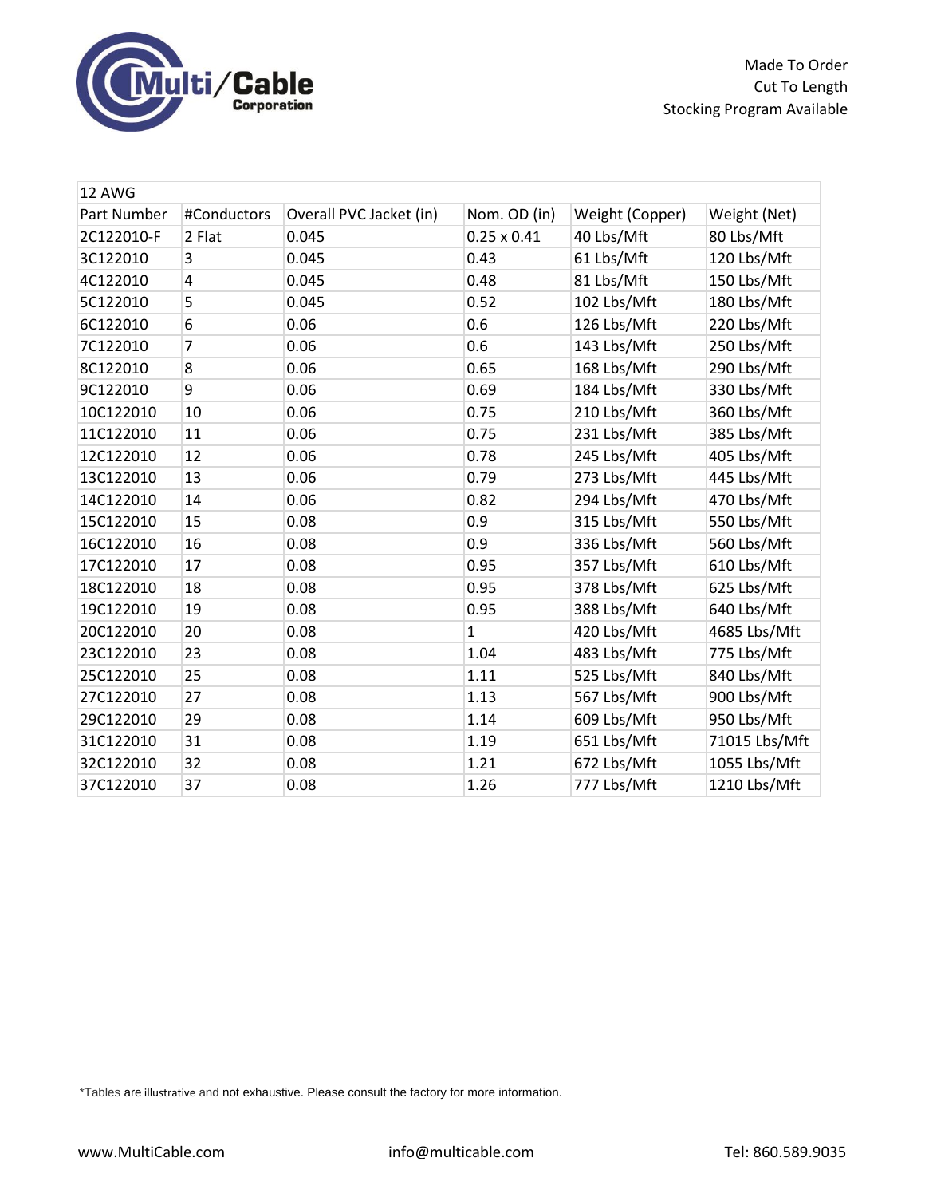Made To Order
Cut To Length
Stocking Program Available

| 12 AWG | | | | | |
|---|---|---|---|---|---|
| Part Number | #Conductors | Overall PVC Jacket (in) | Nom. OD (in) | Weight (Copper) | Weight (Net) |
| 2C122010-F | 2 Flat | 0.045 | 0.25 x 0.41 | 40 Lbs/Mft | 80 Lbs/Mft |
| 3C122010 | 3 | 0.045 | 0.43 | 61 Lbs/Mft | 120 Lbs/Mft |
| 4C122010 | 4 | 0.045 | 0.48 | 81 Lbs/Mft | 150 Lbs/Mft |
| 5C122010 | 5 | 0.045 | 0.52 | 102 Lbs/Mft | 180 Lbs/Mft |
| 6C122010 | 6 | 0.06 | 0.6 | 126 Lbs/Mft | 220 Lbs/Mft |
| 7C122010 | 7 | 0.06 | 0.6 | 143 Lbs/Mft | 250 Lbs/Mft |
| 8C122010 | 8 | 0.06 | 0.65 | 168 Lbs/Mft | 290 Lbs/Mft |
| 9C122010 | 9 | 0.06 | 0.69 | 184 Lbs/Mft | 330 Lbs/Mft |
| 10C122010 | 10 | 0.06 | 0.75 | 210 Lbs/Mft | 360 Lbs/Mft |
| 11C122010 | 11 | 0.06 | 0.75 | 231 Lbs/Mft | 385 Lbs/Mft |
| 12C122010 | 12 | 0.06 | 0.78 | 245 Lbs/Mft | 405 Lbs/Mft |
| 13C122010 | 13 | 0.06 | 0.79 | 273 Lbs/Mft | 445 Lbs/Mft |
| 14C122010 | 14 | 0.06 | 0.82 | 294 Lbs/Mft | 470 Lbs/Mft |
| 15C122010 | 15 | 0.08 | 0.9 | 315 Lbs/Mft | 550 Lbs/Mft |
| 16C122010 | 16 | 0.08 | 0.9 | 336 Lbs/Mft | 560 Lbs/Mft |
| 17C122010 | 17 | 0.08 | 0.95 | 357 Lbs/Mft | 610 Lbs/Mft |
| 18C122010 | 18 | 0.08 | 0.95 | 378 Lbs/Mft | 625 Lbs/Mft |
| 19C122010 | 19 | 0.08 | 0.95 | 388 Lbs/Mft | 640 Lbs/Mft |
| 20C122010 | 20 | 0.08 | 1 | 420 Lbs/Mft | 4685 Lbs/Mft |
| 23C122010 | 23 | 0.08 | 1.04 | 483 Lbs/Mft | 775 Lbs/Mft |
| 25C122010 | 25 | 0.08 | 1.11 | 525 Lbs/Mft | 840 Lbs/Mft |
| 27C122010 | 27 | 0.08 | 1.13 | 567 Lbs/Mft | 900 Lbs/Mft |
| 29C122010 | 29 | 0.08 | 1.14 | 609 Lbs/Mft | 950 Lbs/Mft |
| 31C122010 | 31 | 0.08 | 1.19 | 651 Lbs/Mft | 71015 Lbs/Mft |
| 32C122010 | 32 | 0.08 | 1.21 | 672 Lbs/Mft | 1055 Lbs/Mft |
| 37C122010 | 37 | 0.08 | 1.26 | 777 Lbs/Mft | 1210 Lbs/Mft |

*Tables are illustrative and not exhaustive. Please consult the factory for more information.

www.MultiCable.com info@multicable.com Tel: 860.589.9035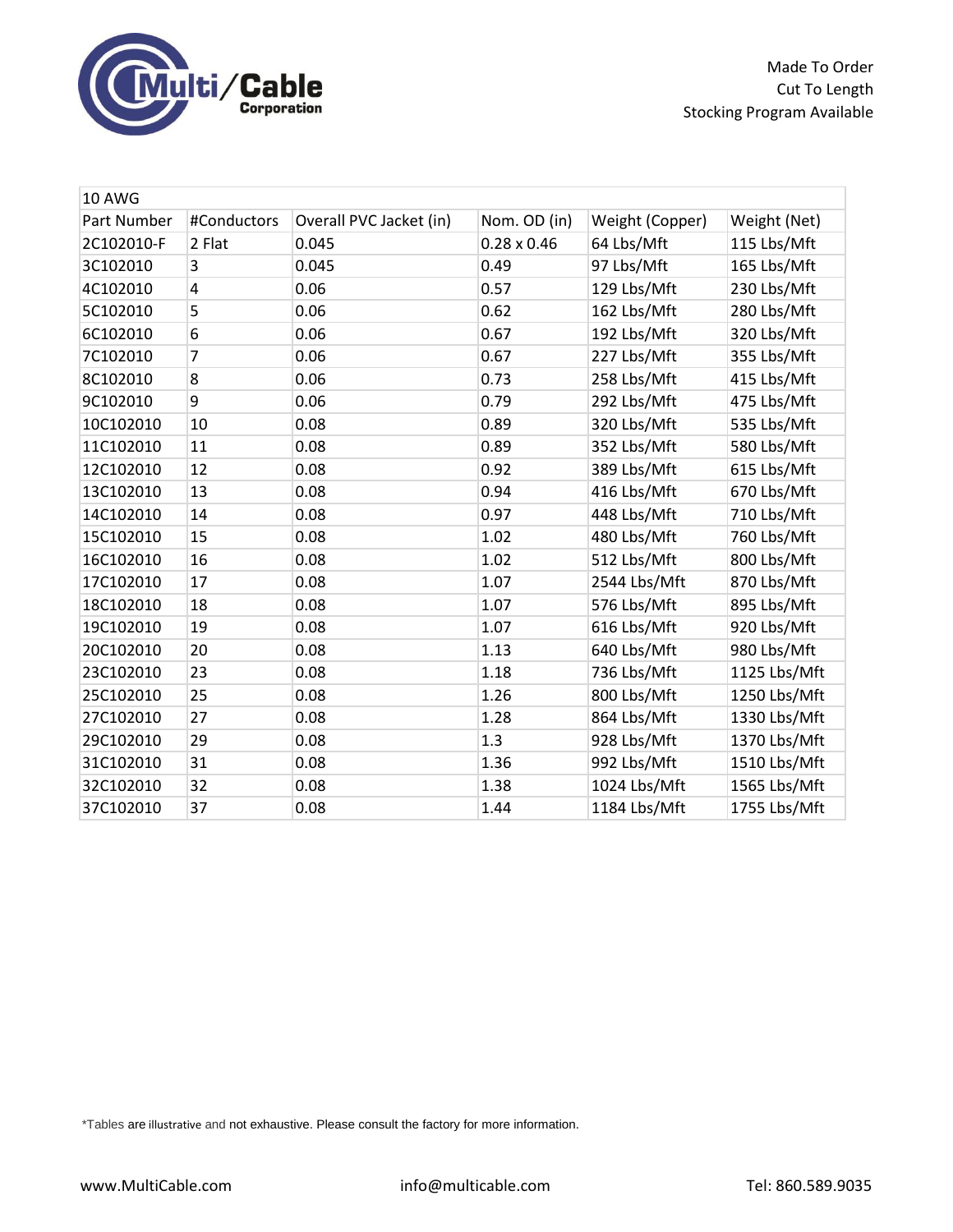Made To Order
Cut To Length
Stocking Program Available

| 10 AWG | | | | | |
|---|---|---|---|---|---|
| Part Number | #Conductors | Overall PVC Jacket (in) | Nom. OD (in) | Weight (Copper) | Weight (Net) |
| 2C102010-F | 2 Flat | 0.045 | 0.28 x 0.46 | 64 Lbs/Mft | 115 Lbs/Mft |
| 3C102010 | 3 | 0.045 | 0.49 | 97 Lbs/Mft | 165 Lbs/Mft |
| 4C102010 | 4 | 0.06 | 0.57 | 129 Lbs/Mft | 230 Lbs/Mft |
| 5C102010 | 5 | 0.06 | 0.62 | 162 Lbs/Mft | 280 Lbs/Mft |
| 6C102010 | 6 | 0.06 | 0.67 | 192 Lbs/Mft | 320 Lbs/Mft |
| 7C102010 | 7 | 0.06 | 0.67 | 227 Lbs/Mft | 355 Lbs/Mft |
| 8C102010 | 8 | 0.06 | 0.73 | 258 Lbs/Mft | 415 Lbs/Mft |
| 9C102010 | 9 | 0.06 | 0.79 | 292 Lbs/Mft | 475 Lbs/Mft |
| 10C102010 | 10 | 0.08 | 0.89 | 320 Lbs/Mft | 535 Lbs/Mft |
| 11C102010 | 11 | 0.08 | 0.89 | 352 Lbs/Mft | 580 Lbs/Mft |
| 12C102010 | 12 | 0.08 | 0.92 | 389 Lbs/Mft | 615 Lbs/Mft |
| 13C102010 | 13 | 0.08 | 0.94 | 416 Lbs/Mft | 670 Lbs/Mft |
| 14C102010 | 14 | 0.08 | 0.97 | 448 Lbs/Mft | 710 Lbs/Mft |
| 15C102010 | 15 | 0.08 | 1.02 | 480 Lbs/Mft | 760 Lbs/Mft |
| 16C102010 | 16 | 0.08 | 1.02 | 512 Lbs/Mft | 800 Lbs/Mft |
| 17C102010 | 17 | 0.08 | 1.07 | 2544 Lbs/Mft | 870 Lbs/Mft |
| 18C102010 | 18 | 0.08 | 1.07 | 576 Lbs/Mft | 895 Lbs/Mft |
| 19C102010 | 19 | 0.08 | 1.07 | 616 Lbs/Mft | 920 Lbs/Mft |
| 20C102010 | 20 | 0.08 | 1.13 | 640 Lbs/Mft | 980 Lbs/Mft |
| 23C102010 | 23 | 0.08 | 1.18 | 736 Lbs/Mft | 1125 Lbs/Mft |
| 25C102010 | 25 | 0.08 | 1.26 | 800 Lbs/Mft | 1250 Lbs/Mft |
| 27C102010 | 27 | 0.08 | 1.28 | 864 Lbs/Mft | 1330 Lbs/Mft |
| 29C102010 | 29 | 0.08 | 1.3 | 928 Lbs/Mft | 1370 Lbs/Mft |
| 31C102010 | 31 | 0.08 | 1.36 | 992 Lbs/Mft | 1510 Lbs/Mft |
| 32C102010 | 32 | 0.08 | 1.38 | 1024 Lbs/Mft | 1565 Lbs/Mft |
| 37C102010 | 37 | 0.08 | 1.44 | 1184 Lbs/Mft | 1755 Lbs/Mft |

*Tables are illustrative and not exhaustive. Please consult the factory for more information.

www.MultiCable.com info@multicable.com Tel: 860.589.9035